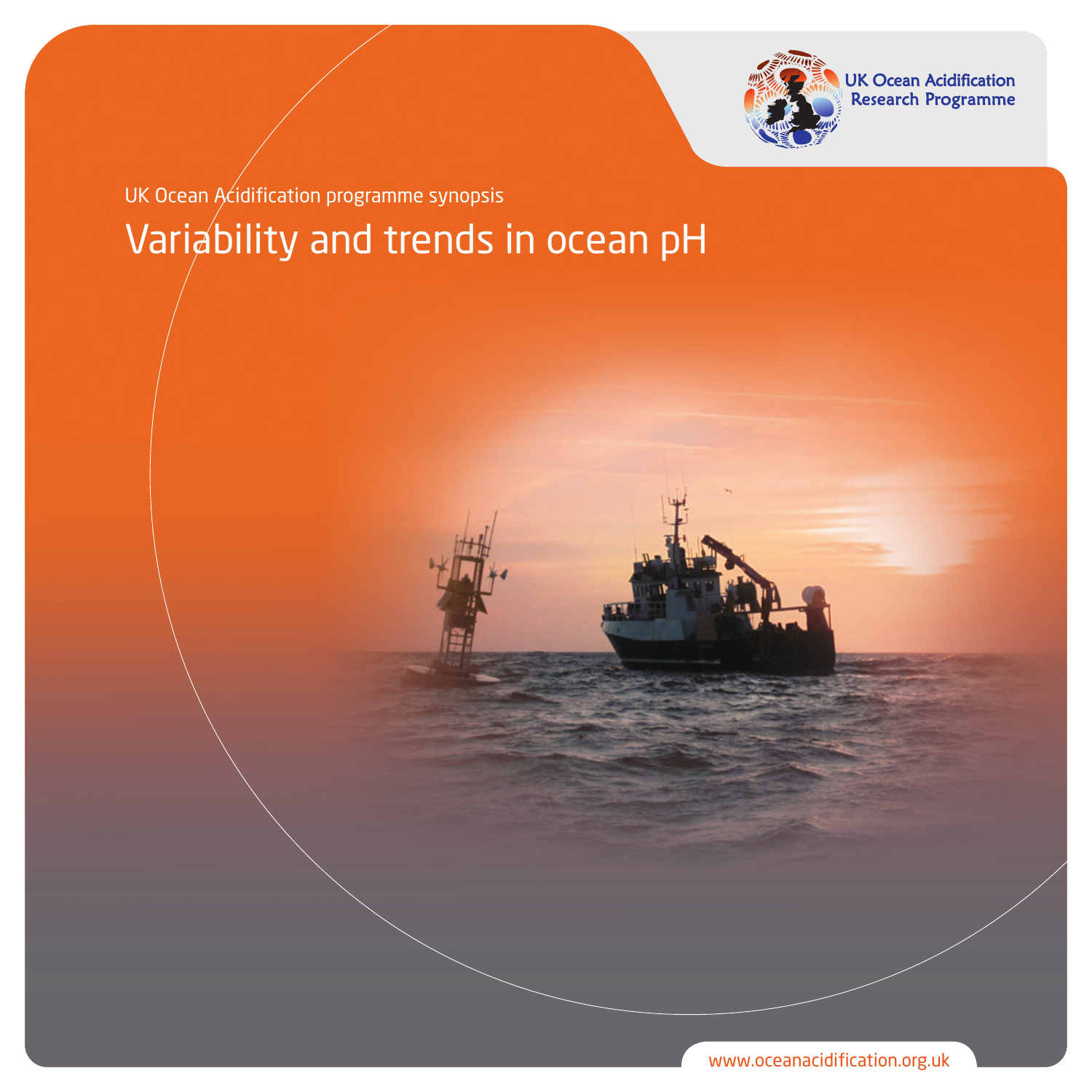UK Ocean Acidification Research Programme

UK Ocean Acidification programme synopsis

# Variability and trends in ocean pH

www.oceanacidification.org.uk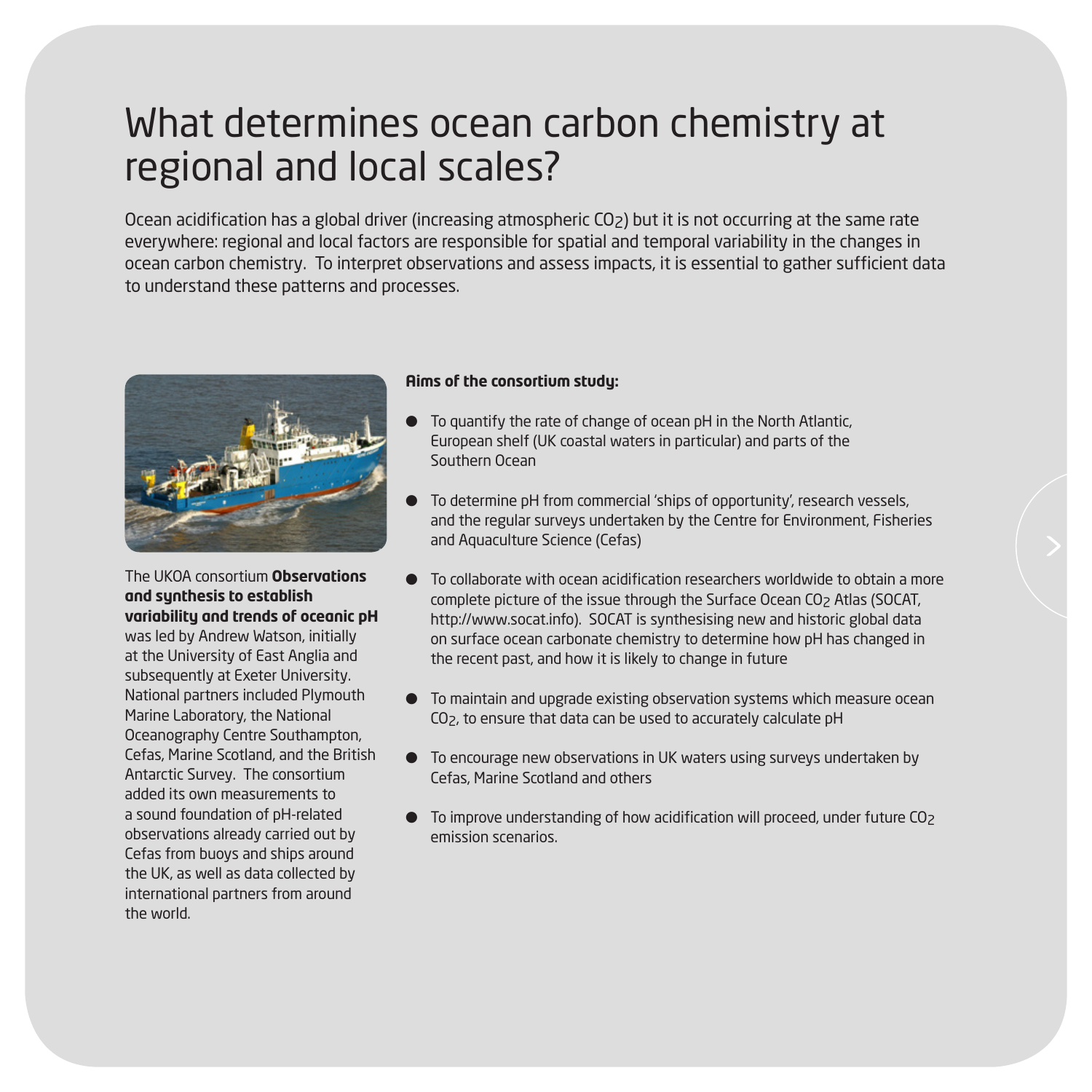# What determines ocean carbon chemistry at regional and local scales?

Ocean acidification has a global driver (increasing atmospheric $CO_2$) but it is not occurring at the same rate everywhere: regional and local factors are responsible for spatial and temporal variability in the changes in ocean carbon chemistry. To interpret observations and assess impacts, it is essential to gather sufficient data to understand these patterns and processes.

The UKOA consortium **Observations and synthesis to establish variability and trends of oceanic pH** was led by Andrew Watson, initially at the University of East Anglia and subsequently at Exeter University. National partners included Plymouth Marine Laboratory, the National Oceanography Centre Southampton, Cefas, Marine Scotland, and the British Antarctic Survey. The consortium added its own measurements to a sound foundation of pH-related observations already carried out by Cefas from buoys and ships around the UK, as well as data collected by international partners from around the world.

**Aims of the consortium study:**

- To quantify the rate of change of ocean pH in the North Atlantic, European shelf (UK coastal waters in particular) and parts of the Southern Ocean
- To determine pH from commercial 'ships of opportunity', research vessels, and the regular surveys undertaken by the Centre for Environment, Fisheries and Aquaculture Science (Cefas)
- To collaborate with ocean acidification researchers worldwide to obtain a more complete picture of the issue through the Surface Ocean $CO_2$ Atlas (SOCAT, http://www.socat.info). SOCAT is synthesising new and historic global data on surface ocean carbonate chemistry to determine how pH has changed in the recent past, and how it is likely to change in future
- To maintain and upgrade existing observation systems which measure ocean $CO_2$, to ensure that data can be used to accurately calculate pH
- To encourage new observations in UK waters using surveys undertaken by Cefas, Marine Scotland and others
- To improve understanding of how acidification will proceed, under future $CO_2$ emission scenarios.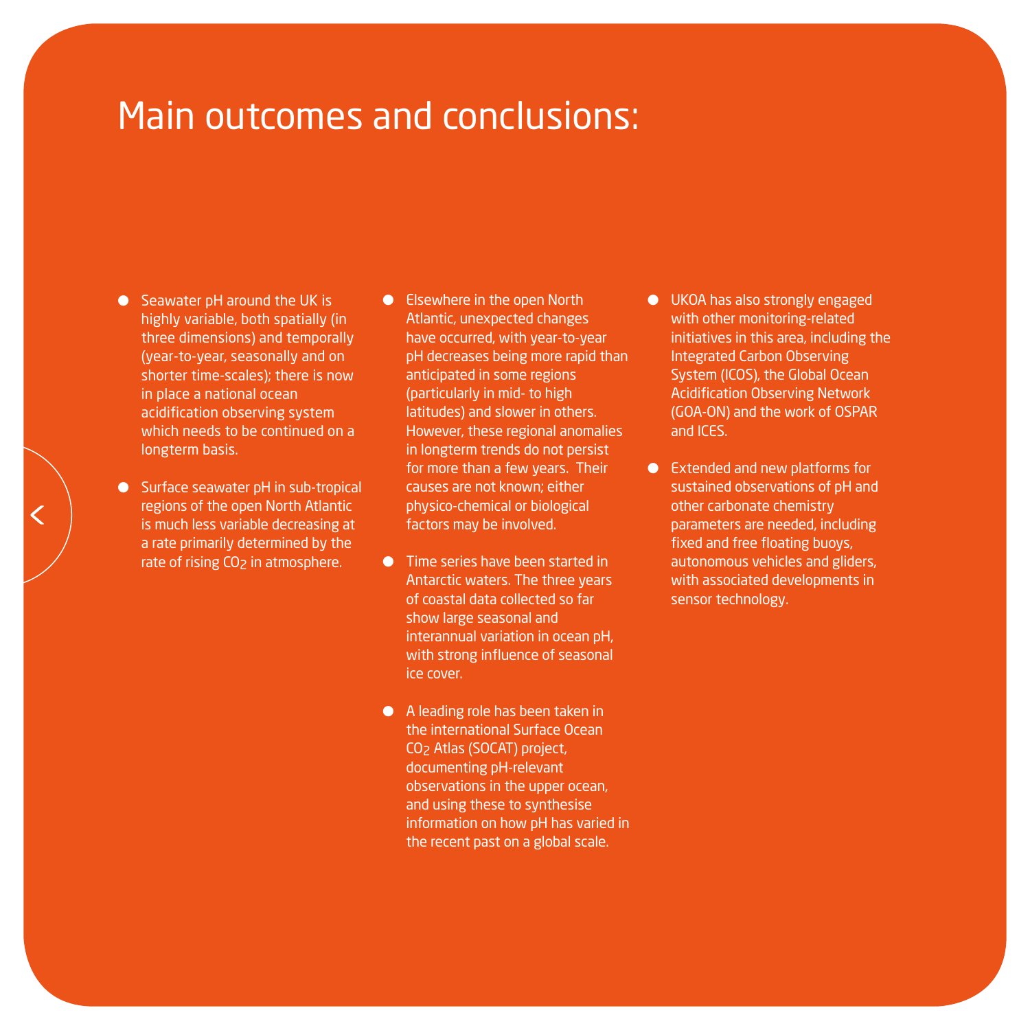# Main outcomes and conclusions:

- Seawater pH around the UK is highly variable, both spatially (in three dimensions) and temporally (year-to-year, seasonally and on shorter time-scales); there is now in place a national ocean acidification observing system which needs to be continued on a longterm basis.

- Surface seawater pH in sub-tropical regions of the open North Atlantic is much less variable decreasing at a rate primarily determined by the rate of rising $CO_2$ in atmosphere.

- Elsewhere in the open North Atlantic, unexpected changes have occurred, with year-to-year pH decreases being more rapid than anticipated in some regions (particularly in mid- to high latitudes) and slower in others. However, these regional anomalies in longterm trends do not persist for more than a few years. Their causes are not known; either physico-chemical or biological factors may be involved.

- Time series have been started in Antarctic waters. The three years of coastal data collected so far show large seasonal and interannual variation in ocean pH, with strong influence of seasonal ice cover.

- A leading role has been taken in the international Surface Ocean $CO_2$ Atlas (SOCAT) project, documenting pH-relevant observations in the upper ocean, and using these to synthesise information on how pH has varied in the recent past on a global scale.

- UKOA has also strongly engaged with other monitoring-related initiatives in this area, including the Integrated Carbon Observing System (ICOS), the Global Ocean Acidification Observing Network (GOA-ON) and the work of OSPAR and ICES.

- Extended and new platforms for sustained observations of pH and other carbonate chemistry parameters are needed, including fixed and free floating buoys, autonomous vehicles and gliders, with associated developments in sensor technology.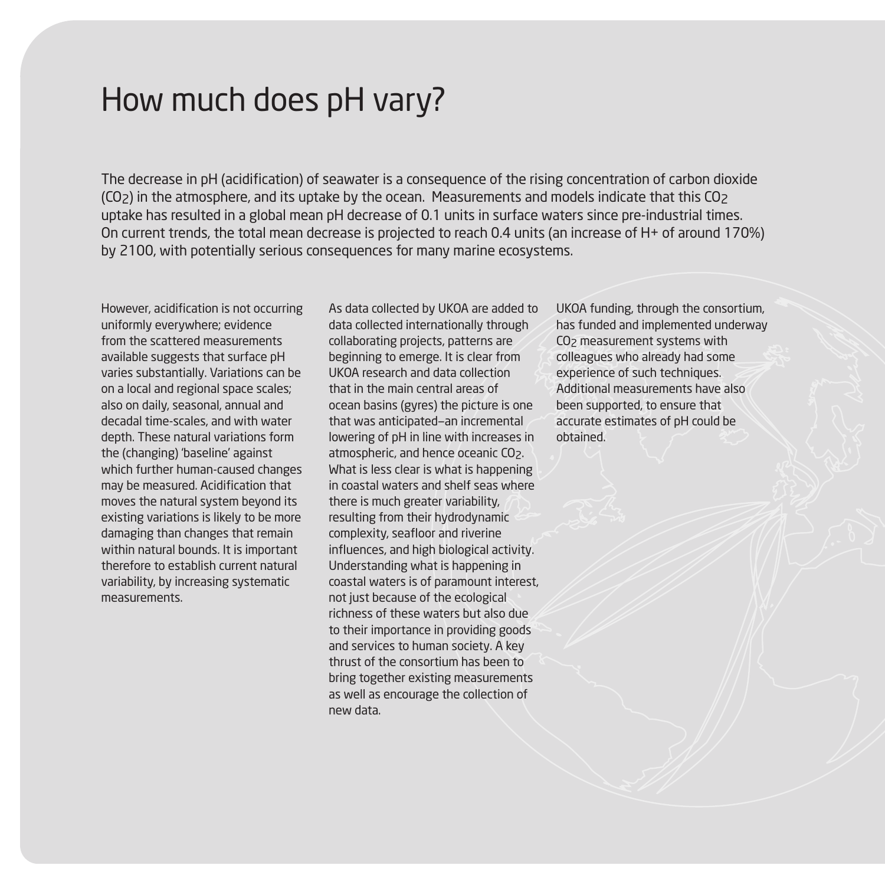# How much does pH vary?

The decrease in pH (acidification) of seawater is a consequence of the rising concentration of carbon dioxide ($CO_2$) in the atmosphere, and its uptake by the ocean. Measurements and models indicate that this $CO_2$ uptake has resulted in a global mean pH decrease of 0.1 units in surface waters since pre-industrial times. On current trends, the total mean decrease is projected to reach 0.4 units (an increase of H+ of around 170%) by 2100, with potentially serious consequences for many marine ecosystems.

However, acidification is not occurring uniformly everywhere; evidence from the scattered measurements available suggests that surface pH varies substantially. Variations can be on a local and regional space scales; also on daily, seasonal, annual and decadal time-scales, and with water depth. These natural variations form the (changing) 'baseline' against which further human-caused changes may be measured. Acidification that moves the natural system beyond its existing variations is likely to be more damaging than changes that remain within natural bounds. It is important therefore to establish current natural variability, by increasing systematic measurements.

As data collected by UKOA are added to data collected internationally through collaborating projects, patterns are beginning to emerge. It is clear from UKOA research and data collection that in the main central areas of ocean basins (gyres) the picture is one that was anticipated–an incremental lowering of pH in line with increases in atmospheric, and hence oceanic $CO_2$. What is less clear is what is happening in coastal waters and shelf seas where there is much greater variability, resulting from their hydrodynamic complexity, seafloor and riverine influences, and high biological activity. Understanding what is happening in coastal waters is of paramount interest, not just because of the ecological richness of these waters but also due to their importance in providing goods and services to human society. A key thrust of the consortium has been to bring together existing measurements as well as encourage the collection of new data.

UKOA funding, through the consortium, has funded and implemented underway $CO_2$ measurement systems with colleagues who already had some experience of such techniques. Additional measurements have also been supported, to ensure that accurate estimates of pH could be obtained.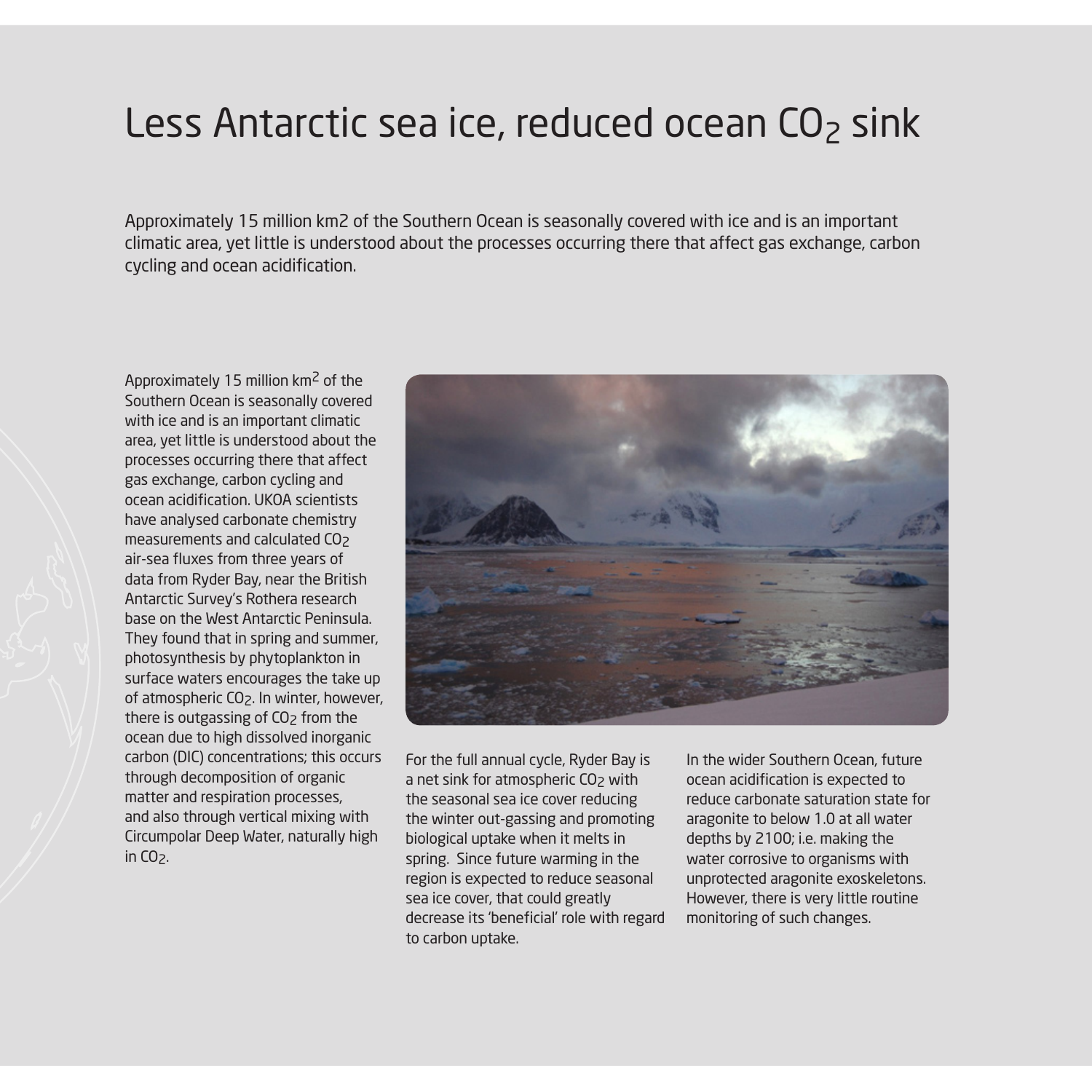# Less Antarctic sea ice, reduced ocean $CO_2$ sink

Approximately 15 million km2 of the Southern Ocean is seasonally covered with ice and is an important climatic area, yet little is understood about the processes occurring there that affect gas exchange, carbon cycling and ocean acidification.

Approximately 15 million $km^2$ of the Southern Ocean is seasonally covered with ice and is an important climatic area, yet little is understood about the processes occurring there that affect gas exchange, carbon cycling and ocean acidification. UKOA scientists have analysed carbonate chemistry measurements and calculated $CO_2$ air-sea fluxes from three years of data from Ryder Bay, near the British Antarctic Survey's Rothera research base on the West Antarctic Peninsula. They found that in spring and summer, photosynthesis by phytoplankton in surface waters encourages the take up of atmospheric $CO_2$. In winter, however, there is outgassing of $CO_2$ from the ocean due to high dissolved inorganic carbon (DIC) concentrations; this occurs through decomposition of organic matter and respiration processes, and also through vertical mixing with Circumpolar Deep Water, naturally high in $CO_2$.

For the full annual cycle, Ryder Bay is a net sink for atmospheric $CO_2$ with the seasonal sea ice cover reducing the winter out-gassing and promoting biological uptake when it melts in spring. Since future warming in the region is expected to reduce seasonal sea ice cover, that could greatly decrease its 'beneficial' role with regard to carbon uptake.

In the wider Southern Ocean, future ocean acidification is expected to reduce carbonate saturation state for aragonite to below 1.0 at all water depths by 2100; i.e. making the water corrosive to organisms with unprotected aragonite exoskeletons. However, there is very little routine monitoring of such changes.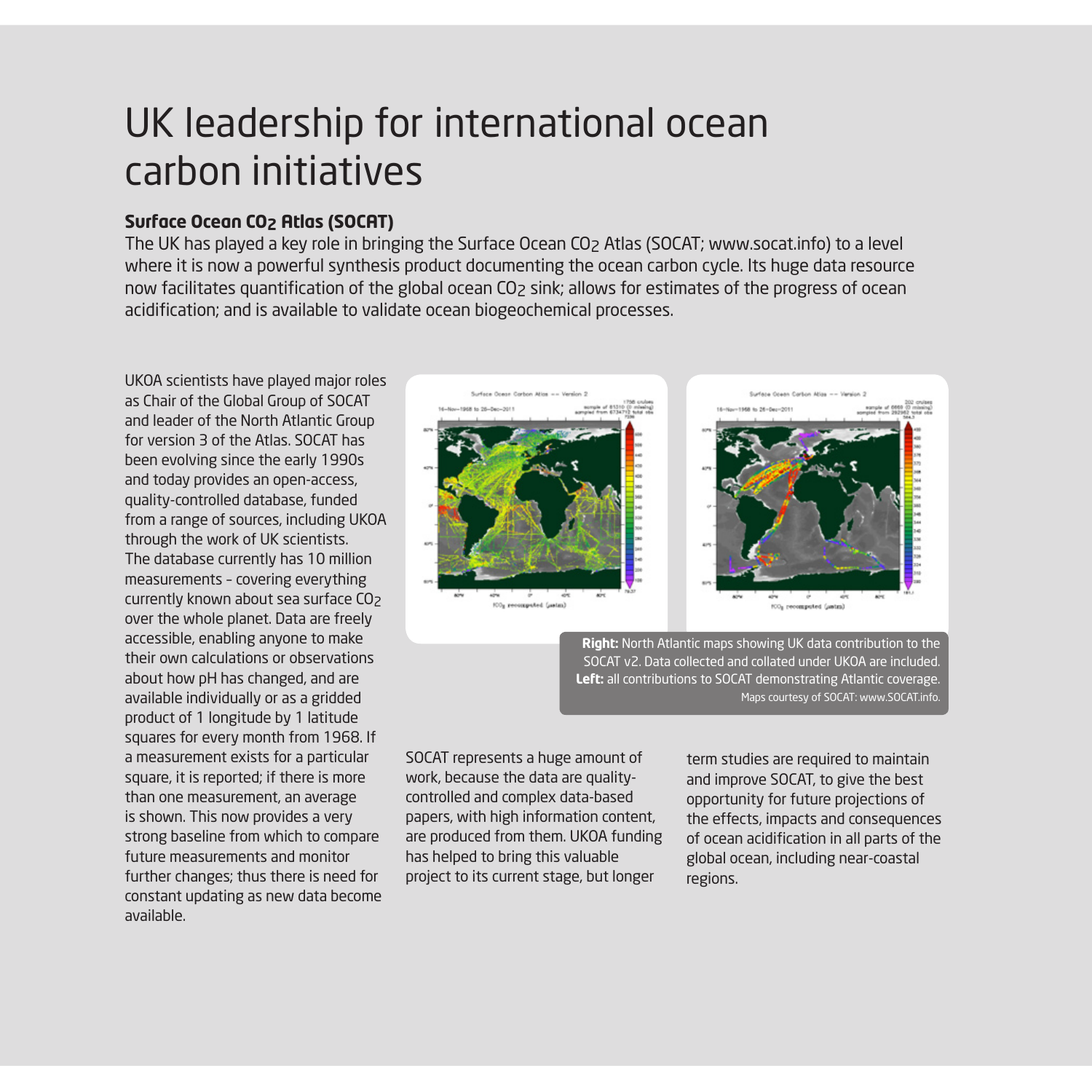# UK leadership for international ocean carbon initiatives

**Surface Ocean $CO_2$ Atlas (SOCAT)**

The UK has played a key role in bringing the Surface Ocean $CO_2$ Atlas (SOCAT; www.socat.info) to a level where it is now a powerful synthesis product documenting the ocean carbon cycle. Its huge data resource now facilitates quantification of the global ocean $CO_2$ sink; allows for estimates of the progress of ocean acidification; and is available to validate ocean biogeochemical processes.

UKOA scientists have played major roles as Chair of the Global Group of SOCAT and leader of the North Atlantic Group for version 3 of the Atlas. SOCAT has been evolving since the early 1990s and today provides an open-access, quality-controlled database, funded from a range of sources, including UKOA through the work of UK scientists. The database currently has 10 million measurements – covering everything currently known about sea surface $CO_2$ over the whole planet. Data are freely accessible, enabling anyone to make their own calculations or observations about how pH has changed, and are available individually or as a gridded product of 1 longitude by 1 latitude squares for every month from 1968. If a measurement exists for a particular square, it is reported; if there is more than one measurement, an average is shown. This now provides a very strong baseline from which to compare future measurements and monitor further changes; thus there is need for constant updating as new data become available.

**Right:** North Atlantic maps showing UK data contribution to the SOCAT v2. Data collected and collated under UKOA are included. **Left:** all contributions to SOCAT demonstrating Atlantic coverage. Maps courtesy of SOCAT: www.SOCAT.info.

SOCAT represents a huge amount of work, because the data are quality-controlled and complex data-based papers, with high information content, are produced from them. UKOA funding has helped to bring this valuable project to its current stage, but longer term studies are required to maintain and improve SOCAT, to give the best opportunity for future projections of the effects, impacts and consequences of ocean acidification in all parts of the global ocean, including near-coastal regions.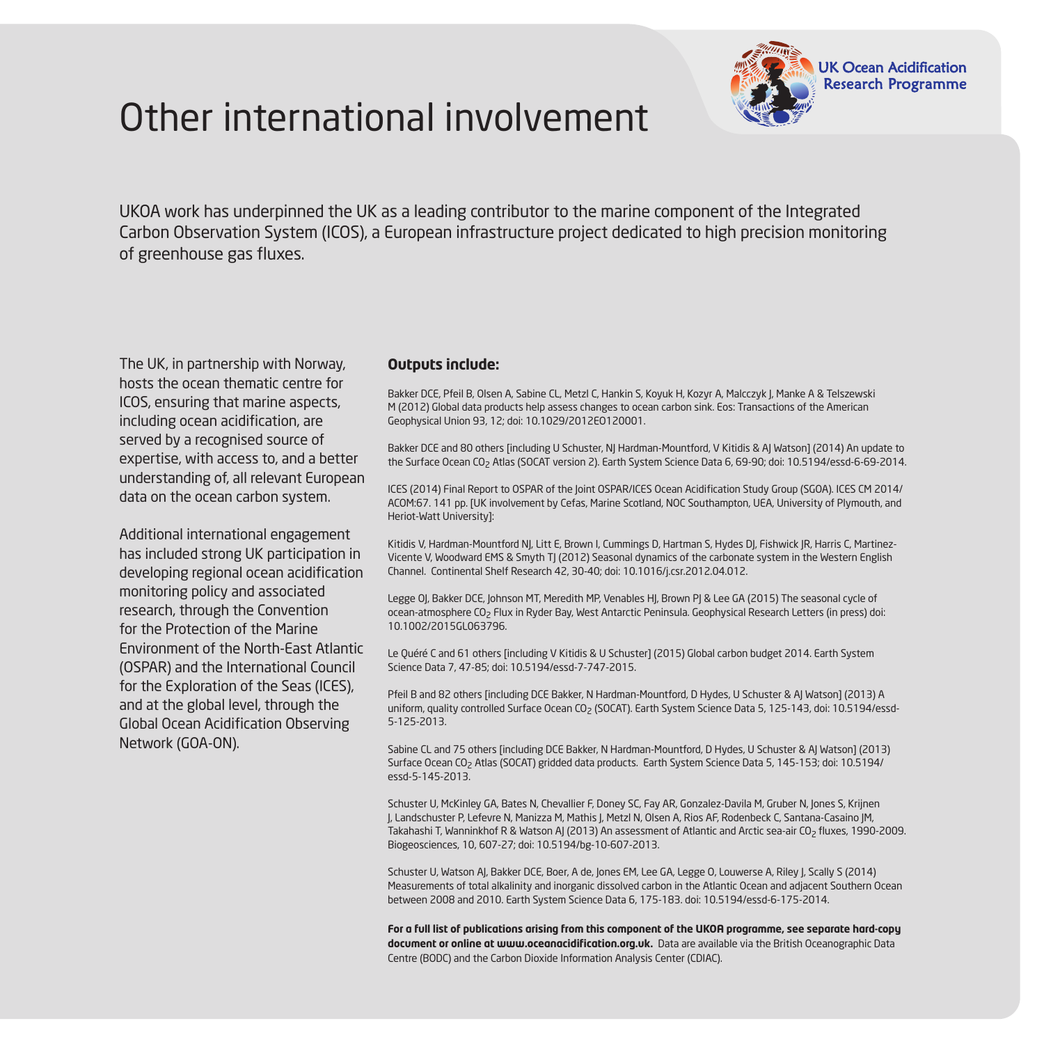# Other international involvement

UKOA work has underpinned the UK as a leading contributor to the marine component of the Integrated Carbon Observation System (ICOS), a European infrastructure project dedicated to high precision monitoring of greenhouse gas fluxes.

The UK, in partnership with Norway, hosts the ocean thematic centre for ICOS, ensuring that marine aspects, including ocean acidification, are served by a recognised source of expertise, with access to, and a better understanding of, all relevant European data on the ocean carbon system.

Additional international engagement has included strong UK participation in developing regional ocean acidification monitoring policy and associated research, through the Convention for the Protection of the Marine Environment of the North-East Atlantic (OSPAR) and the International Council for the Exploration of the Seas (ICES), and at the global level, through the Global Ocean Acidification Observing Network (GOA-ON).

**Outputs include:**

Bakker DCE, Pfeil B, Olsen A, Sabine CL, Metzl C, Hankin S, Koyuk H, Kozyr A, Malcczyk J, Manke A & Telszewski M (2012) Global data products help assess changes to ocean carbon sink. Eos: Transactions of the American Geophysical Union 93, 12; doi: 10.1029/2012EO120001.

Bakker DCE and 80 others [including U Schuster, NJ Hardman-Mountford, V Kitidis & AJ Watson] (2014) An update to the Surface Ocean $CO_2$ Atlas (SOCAT version 2). Earth System Science Data 6, 69-90; doi: 10.5194/essd-6-69-2014.

ICES (2014) Final Report to OSPAR of the Joint OSPAR/ICES Ocean Acidification Study Group (SGOA). ICES CM 2014/ ACOM:67. 141 pp. [UK involvement by Cefas, Marine Scotland, NOC Southampton, UEA, University of Plymouth, and Heriot-Watt University]:

Kitidis V, Hardman-Mountford NJ, Litt E, Brown I, Cummings D, Hartman S, Hydes DJ, Fishwick JR, Harris C, Martinez-Vicente V, Woodward EMS & Smyth TJ (2012) Seasonal dynamics of the carbonate system in the Western English Channel. Continental Shelf Research 42, 30-40; doi: 10.1016/j.csr.2012.04.012.

Legge OJ, Bakker DCE, Johnson MT, Meredith MP, Venables HJ, Brown PJ & Lee GA (2015) The seasonal cycle of ocean-atmosphere $CO_2$ Flux in Ryder Bay, West Antarctic Peninsula. Geophysical Research Letters (in press) doi: 10.1002/2015GL063796.

Le Quéré C and 61 others [including V Kitidis & U Schuster] (2015) Global carbon budget 2014. Earth System Science Data 7, 47-85; doi: 10.5194/essd-7-747-2015.

Pfeil B and 82 others [including DCE Bakker, N Hardman-Mountford, D Hydes, U Schuster & AJ Watson] (2013) A uniform, quality controlled Surface Ocean $CO_2$ (SOCAT). Earth System Science Data 5, 125-143, doi: 10.5194/essd-5-125-2013.

Sabine CL and 75 others [including DCE Bakker, N Hardman-Mountford, D Hydes, U Schuster & AJ Watson] (2013) Surface Ocean $CO_2$ Atlas (SOCAT) gridded data products. Earth System Science Data 5, 145-153; doi: 10.5194/essd-5-145-2013.

Schuster U, McKinley GA, Bates N, Chevallier F, Doney SC, Fay AR, Gonzalez-Davila M, Gruber N, Jones S, Krijnen J, Landschuster P, Lefevre N, Manizza M, Mathis J, Metzl N, Olsen A, Rios AF, Rodenbeck C, Santana-Casaino JM, Takahashi T, Wanninkhof R & Watson AJ (2013) An assessment of Atlantic and Arctic sea-air $CO_2$ fluxes, 1990-2009. Biogeosciences, 10, 607-27; doi: 10.5194/bg-10-607-2013.

Schuster U, Watson AJ, Bakker DCE, Boer, A de, Jones EM, Lee GA, Legge O, Louwerse A, Riley J, Scally S (2014) Measurements of total alkalinity and inorganic dissolved carbon in the Atlantic Ocean and adjacent Southern Ocean between 2008 and 2010. Earth System Science Data 6, 175-183. doi: 10.5194/essd-6-175-2014.

**For a full list of publications arising from this component of the UKOA programme, see separate hard-copy document or online at www.oceanacidification.org.uk.** Data are available via the British Oceanographic Data Centre (BODC) and the Carbon Dioxide Information Analysis Center (CDIAC).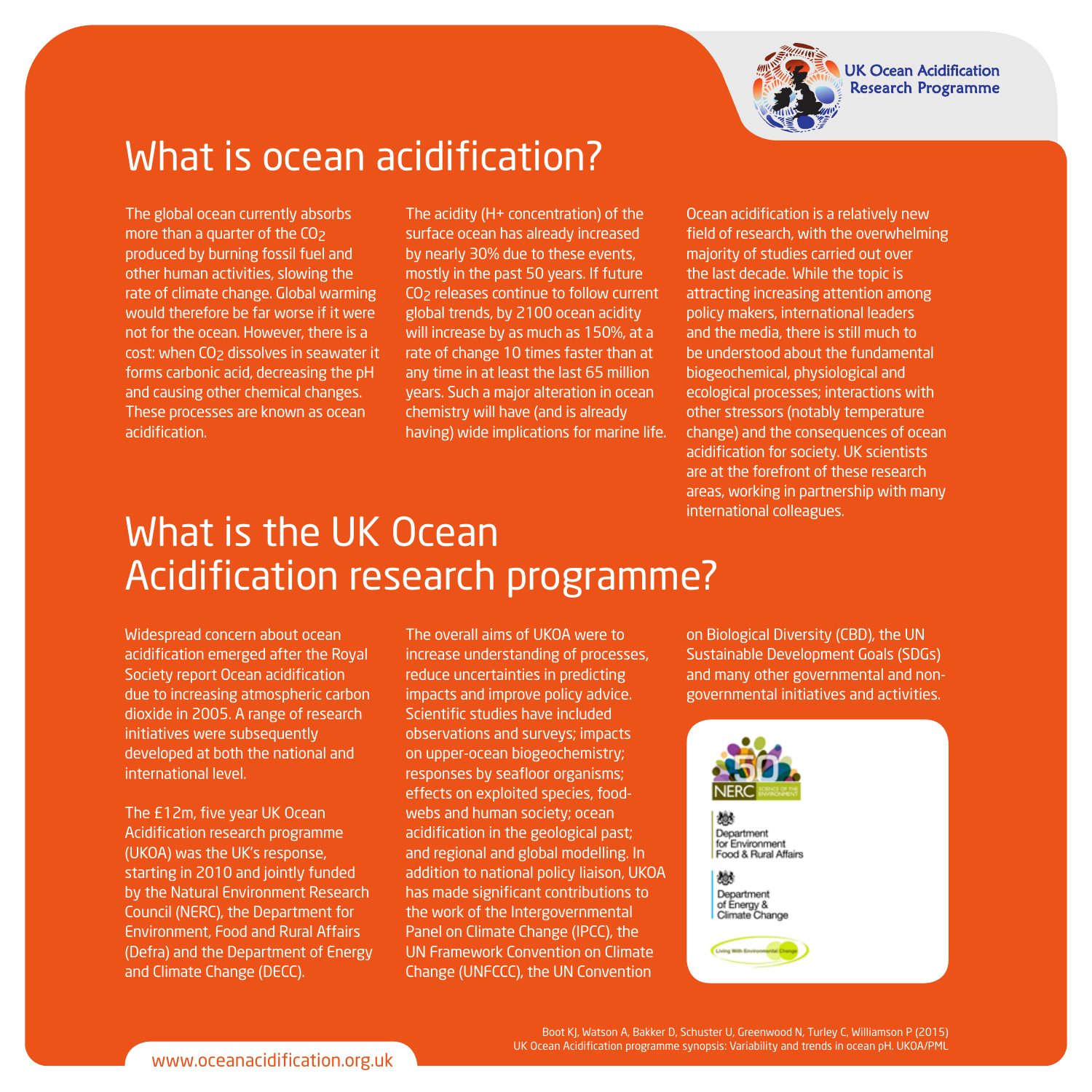UK Ocean Acidification Research Programme

# What is ocean acidification?

The global ocean currently absorbs more than a quarter of the $CO_2$ produced by burning fossil fuel and other human activities, slowing the rate of climate change. Global warming would therefore be far worse if it were not for the ocean. However, there is a cost: when $CO_2$ dissolves in seawater it forms carbonic acid, decreasing the pH and causing other chemical changes. These processes are known as ocean acidification.

The acidity (H+ concentration) of the surface ocean has already increased by nearly 30% due to these events, mostly in the past 50 years. If future $CO_2$ releases continue to follow current global trends, by 2100 ocean acidity will increase by as much as 150%, at a rate of change 10 times faster than at any time in at least the last 65 million years. Such a major alteration in ocean chemistry will have (and is already having) wide implications for marine life.

Ocean acidification is a relatively new field of research, with the overwhelming majority of studies carried out over the last decade. While the topic is attracting increasing attention among policy makers, international leaders and the media, there is still much to be understood about the fundamental biogeochemical, physiological and ecological processes; interactions with other stressors (notably temperature change) and the consequences of ocean acidification for society. UK scientists are at the forefront of these research areas, working in partnership with many international colleagues.

# What is the UK Ocean Acidification research programme?

Widespread concern about ocean acidification emerged after the Royal Society report Ocean acidification due to increasing atmospheric carbon dioxide in 2005. A range of research initiatives were subsequently developed at both the national and international level.

The £12m, five year UK Ocean Acidification research programme (UKOA) was the UK's response, starting in 2010 and jointly funded by the Natural Environment Research Council (NERC), the Department for Environment, Food and Rural Affairs (Defra) and the Department of Energy and Climate Change (DECC).

The overall aims of UKOA were to increase understanding of processes, reduce uncertainties in predicting impacts and improve policy advice. Scientific studies have included observations and surveys; impacts on upper-ocean biogeochemistry; responses by seafloor organisms; effects on exploited species, food-webs and human society; ocean acidification in the geological past; and regional and global modelling. In addition to national policy liaison, UKOA has made significant contributions to the work of the Intergovernmental Panel on Climate Change (IPCC), the UN Framework Convention on Climate Change (UNFCCC), the UN Convention on Biological Diversity (CBD), the UN Sustainable Development Goals (SDGs) and many other governmental and non-governmental initiatives and activities.

NERC Science of the Environment

Department for Environment Food & Rural Affairs

Department of Energy & Climate Change

Living With Environmental Change

Boot KJ, Watson A, Bakker D, Schuster U, Greenwood N, Turley C, Williamson P (2015) UK Ocean Acidification programme synopsis: Variability and trends in ocean pH. UKOA/PML

www.oceanacidification.org.uk